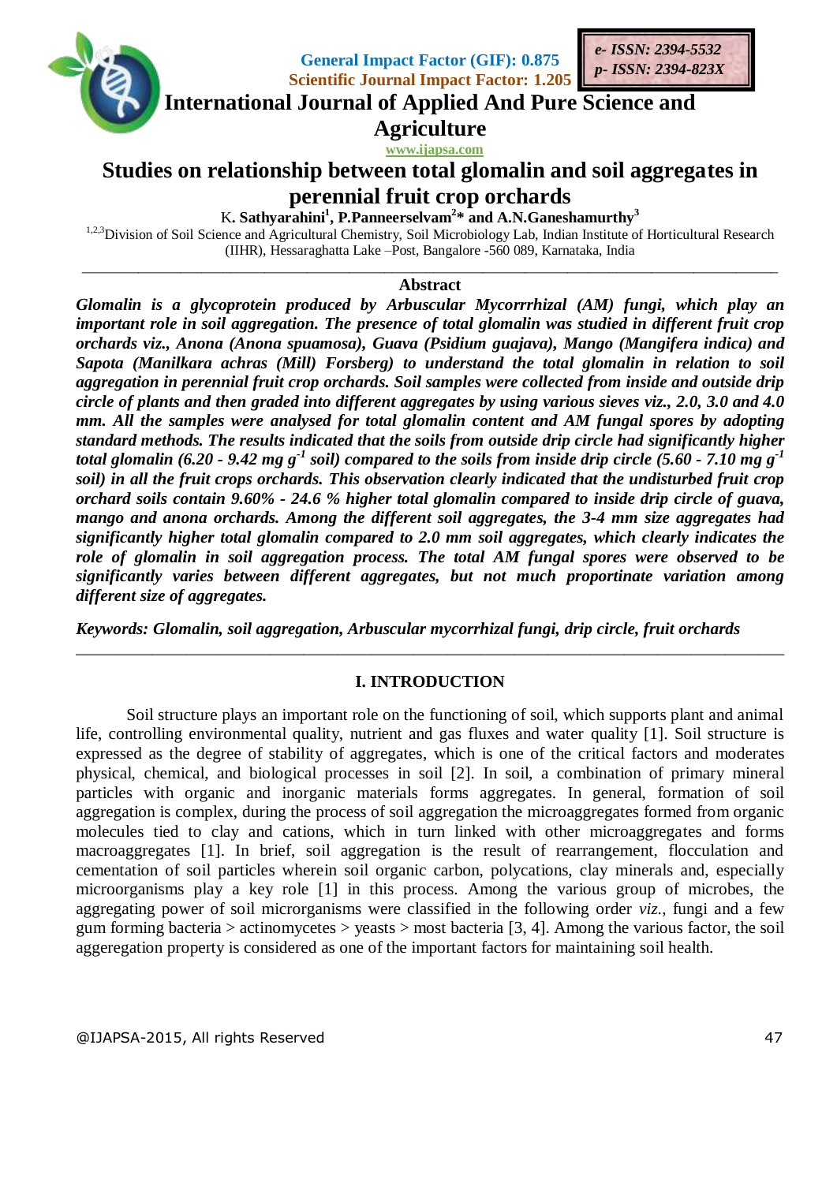General Impact Factor (GIF): 0.875
Scientific Journal Impact Factor: 1.205

*e- ISSN: 2394-5532*
*p- ISSN: 2394-823X*

**International Journal of Applied And Pure Science and Agriculture**

www.ijapsa.com

# Studies on relationship between total glomalin and soil aggregates in perennial fruit crop orchards

K**. Sathyarahini**[1]**, P.Panneerselvam**[2]***** **and A.N.Ganeshamurthy**[3]

[1,2,3]Division of Soil Science and Agricultural Chemistry, Soil Microbiology Lab, Indian Institute of Horticultural Research (IIHR), Hessaraghatta Lake –Post, Bangalore -560 089, Karnataka, India

## Abstract

***Glomalin is a glycoprotein produced by Arbuscular Mycorrrhizal (AM) fungi, which play an important role in soil aggregation. The presence of total glomalin was studied in different fruit crop orchards viz., Anona (Anona spuamosa), Guava (Psidium guajava), Mango (Mangifera indica) and Sapota (Manilkara achras (Mill) Forsberg) to understand the total glomalin in relation to soil aggregation in perennial fruit crop orchards. Soil samples were collected from inside and outside drip circle of plants and then graded into different aggregates by using various sieves viz., 2.0, 3.0 and 4.0 mm. All the samples were analysed for total glomalin content and AM fungal spores by adopting standard methods. The results indicated that the soils from outside drip circle had significantly higher total glomalin (6.20 - 9.42 mg $g^{-1}$ soil) compared to the soils from inside drip circle (5.60 - 7.10 mg $g^{-1}$ soil) in all the fruit crops orchards. This observation clearly indicated that the undisturbed fruit crop orchard soils contain 9.60% - 24.6 % higher total glomalin compared to inside drip circle of guava, mango and anona orchards. Among the different soil aggregates, the 3-4 mm size aggregates had significantly higher total glomalin compared to 2.0 mm soil aggregates, which clearly indicates the role of glomalin in soil aggregation process. The total AM fungal spores were observed to be significantly varies between different aggregates, but not much proportinate variation among different size of aggregates.***

***Keywords: Glomalin, soil aggregation, Arbuscular mycorrhizal fungi, drip circle, fruit orchards***

## I. INTRODUCTION

Soil structure plays an important role on the functioning of soil, which supports plant and animal life, controlling environmental quality, nutrient and gas fluxes and water quality [1]. Soil structure is expressed as the degree of stability of aggregates, which is one of the critical factors and moderates physical, chemical, and biological processes in soil [2]. In soil, a combination of primary mineral particles with organic and inorganic materials forms aggregates. In general, formation of soil aggregation is complex, during the process of soil aggregation the microaggregates formed from organic molecules tied to clay and cations, which in turn linked with other microaggregates and forms macroaggregates [1]. In brief, soil aggregation is the result of rearrangement, flocculation and cementation of soil particles wherein soil organic carbon, polycations, clay minerals and, especially microorganisms play a key role [1] in this process. Among the various group of microbes, the aggregating power of soil microrganisms were classified in the following order *viz*., fungi and a few gum forming bacteria > actinomycetes > yeasts > most bacteria [3, 4]. Among the various factor, the soil aggeregation property is considered as one of the important factors for maintaining soil health.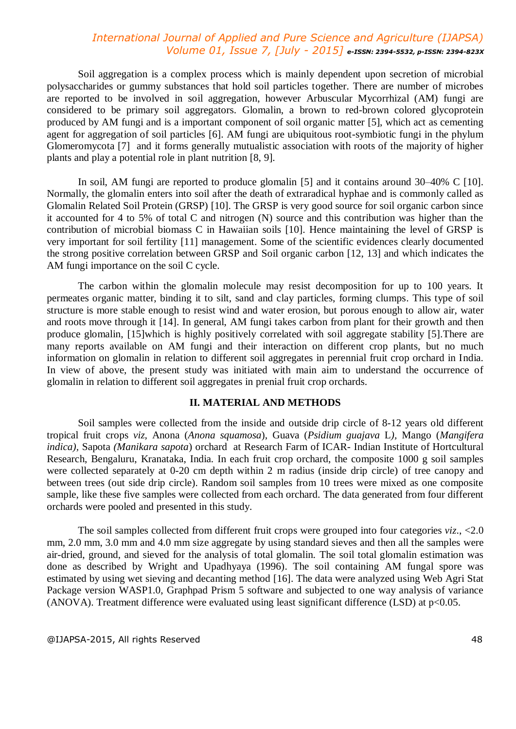Soil aggregation is a complex process which is mainly dependent upon secretion of microbial polysaccharides or gummy substances that hold soil particles together. There are number of microbes are reported to be involved in soil aggregation, however Arbuscular Mycorrhizal (AM) fungi are considered to be primary soil aggregators. Glomalin, a brown to red-brown colored glycoprotein produced by AM fungi and is a important component of soil organic matter [5], which act as cementing agent for aggregation of soil particles [6]. AM fungi are ubiquitous root-symbiotic fungi in the phylum Glomeromycota [7] and it forms generally mutualistic association with roots of the majority of higher plants and play a potential role in plant nutrition [8, 9].

In soil, AM fungi are reported to produce glomalin [5] and it contains around 30–40% C [10]. Normally, the glomalin enters into soil after the death of extraradical hyphae and is commonly called as Glomalin Related Soil Protein (GRSP) [10]. The GRSP is very good source for soil organic carbon since it accounted for 4 to 5% of total C and nitrogen (N) source and this contribution was higher than the contribution of microbial biomass C in Hawaiian soils [10]. Hence maintaining the level of GRSP is very important for soil fertility [11] management. Some of the scientific evidences clearly documented the strong positive correlation between GRSP and Soil organic carbon [12, 13] and which indicates the AM fungi importance on the soil C cycle.

The carbon within the glomalin molecule may resist decomposition for up to 100 years. It permeates organic matter, binding it to silt, sand and clay particles, forming clumps. This type of soil structure is more stable enough to resist wind and water erosion, but porous enough to allow air, water and roots move through it [14]. In general, AM fungi takes carbon from plant for their growth and then produce glomalin, [15]which is highly positively correlated with soil aggregate stability [5].There are many reports available on AM fungi and their interaction on different crop plants, but no much information on glomalin in relation to different soil aggregates in perennial fruit crop orchard in India. In view of above, the present study was initiated with main aim to understand the occurrence of glomalin in relation to different soil aggregates in prenial fruit crop orchards.

## II. MATERIAL AND METHODS

Soil samples were collected from the inside and outside drip circle of 8-12 years old different tropical fruit crops *viz,* Anona (*Anona squamosa*), Guava (*Psidium guajava* L*),* Mango (*Mangifera indica),* Sapota *(Manikara sapota*) orchard at Research Farm of ICAR- Indian Institute of Hortcultural Research, Bengaluru, Kranataka, India. In each fruit crop orchard, the composite 1000 g soil samples were collected separately at 0-20 cm depth within 2 m radius (inside drip circle) of tree canopy and between trees (out side drip circle). Random soil samples from 10 trees were mixed as one composite sample, like these five samples were collected from each orchard. The data generated from four different orchards were pooled and presented in this study.

The soil samples collected from different fruit crops were grouped into four categories *viz*., <2.0 mm, 2.0 mm, 3.0 mm and 4.0 mm size aggregate by using standard sieves and then all the samples were air-dried, ground, and sieved for the analysis of total glomalin. The soil total glomalin estimation was done as described by Wright and Upadhyaya (1996). The soil containing AM fungal spore was estimated by using wet sieving and decanting method [16]. The data were analyzed using Web Agri Stat Package version WASP1.0, Graphpad Prism 5 software and subjected to one way analysis of variance (ANOVA). Treatment difference were evaluated using least significant difference (LSD) at $p<0.05$.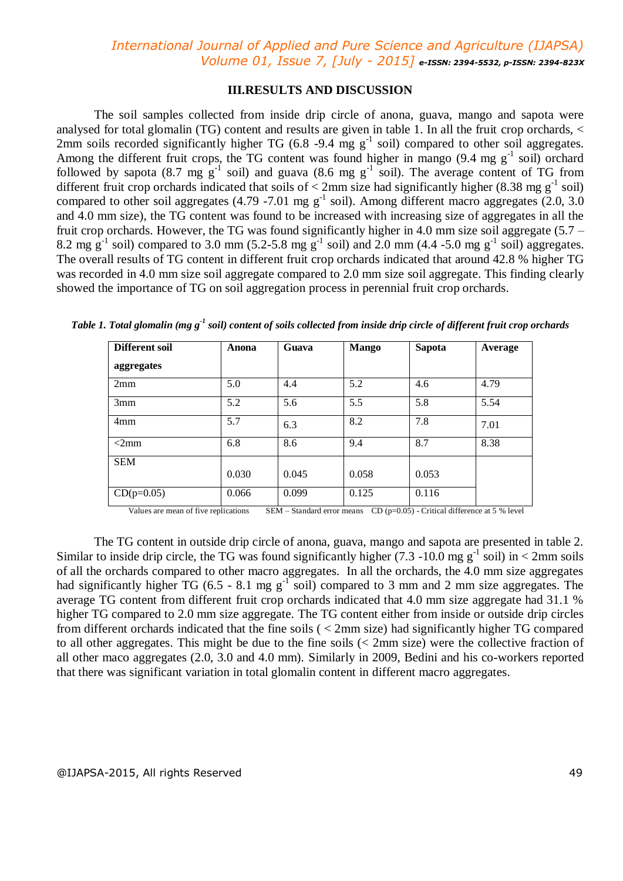## III.RESULTS AND DISCUSSION

The soil samples collected from inside drip circle of anona, guava, mango and sapota were analysed for total glomalin (TG) content and results are given in table 1. In all the fruit crop orchards, < 2mm soils recorded significantly higher TG (6.8 -9.4 mg $g^{-1}$ soil) compared to other soil aggregates. Among the different fruit crops, the TG content was found higher in mango (9.4 mg $g^{-1}$ soil) orchard followed by sapota (8.7 mg $g^{-1}$ soil) and guava (8.6 mg $g^{-1}$ soil). The average content of TG from different fruit crop orchards indicated that soils of < 2mm size had significantly higher (8.38 mg $g^{-1}$ soil) compared to other soil aggregates (4.79 -7.01 mg $g^{-1}$ soil). Among different macro aggregates (2.0, 3.0 and 4.0 mm size), the TG content was found to be increased with increasing size of aggregates in all the fruit crop orchards. However, the TG was found significantly higher in 4.0 mm size soil aggregate (5.7 – 8.2 mg $g^{-1}$ soil) compared to 3.0 mm (5.2-5.8 mg $g^{-1}$ soil) and 2.0 mm (4.4 -5.0 mg $g^{-1}$ soil) aggregates. The overall results of TG content in different fruit crop orchards indicated that around 42.8 % higher TG was recorded in 4.0 mm size soil aggregate compared to 2.0 mm size soil aggregate. This finding clearly showed the importance of TG on soil aggregation process in perennial fruit crop orchards.

*Table 1. Total glomalin (mg $g^{-1}$ soil) content of soils collected from inside drip circle of different fruit crop orchards*

| Different soil aggregates | Anona | Guava | Mango | Sapota | Average |
|---|---|---|---|---|---|
| 2mm | 5.0 | 4.4 | 5.2 | 4.6 | 4.79 |
| 3mm | 5.2 | 5.6 | 5.5 | 5.8 | 5.54 |
| 4mm | 5.7 | 6.3 | 8.2 | 7.8 | 7.01 |
| <2mm | 6.8 | 8.6 | 9.4 | 8.7 | 8.38 |
| SEM | 0.030 | 0.045 | 0.058 | 0.053 | |
| CD(p=0.05) | 0.066 | 0.099 | 0.125 | 0.116 | |

Values are mean of five replications SEM – Standard error means CD (p=0.05) - Critical difference at 5 % level

The TG content in outside drip circle of anona, guava, mango and sapota are presented in table 2. Similar to inside drip circle, the TG was found significantly higher (7.3 -10.0 mg $g^{-1}$ soil) in < 2mm soils of all the orchards compared to other macro aggregates. In all the orchards, the 4.0 mm size aggregates had significantly higher TG (6.5 - 8.1 mg $g^{-1}$ soil) compared to 3 mm and 2 mm size aggregates. The average TG content from different fruit crop orchards indicated that 4.0 mm size aggregate had 31.1 % higher TG compared to 2.0 mm size aggregate. The TG content either from inside or outside drip circles from different orchards indicated that the fine soils ( < 2mm size) had significantly higher TG compared to all other aggregates. This might be due to the fine soils (< 2mm size) were the collective fraction of all other maco aggregates (2.0, 3.0 and 4.0 mm). Similarly in 2009, Bedini and his co-workers reported that there was significant variation in total glomalin content in different macro aggregates.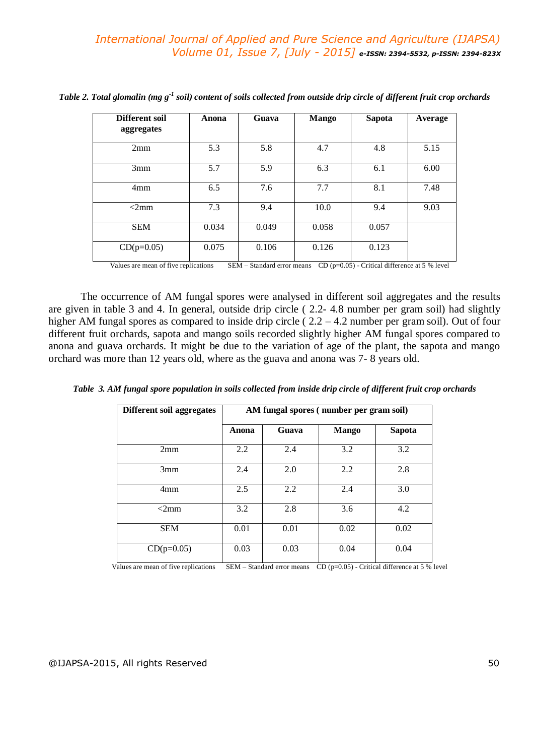*Table 2. Total glomalin (mg $g^{-1}$ soil) content of soils collected from outside drip circle of different fruit crop orchards*

| Different soil aggregates | Anona | Guava | Mango | Sapota | Average |
|---|---|---|---|---|---|
| 2mm | 5.3 | 5.8 | 4.7 | 4.8 | 5.15 |
| 3mm | 5.7 | 5.9 | 6.3 | 6.1 | 6.00 |
| 4mm | 6.5 | 7.6 | 7.7 | 8.1 | 7.48 |
| <2mm | 7.3 | 9.4 | 10.0 | 9.4 | 9.03 |
| SEM | 0.034 | 0.049 | 0.058 | 0.057 | |
| CD(p=0.05) | 0.075 | 0.106 | 0.126 | 0.123 | |

Values are mean of five replications    SEM – Standard error means    CD (p=0.05) - Critical difference at 5 % level

The occurrence of AM fungal spores were analysed in different soil aggregates and the results are given in table 3 and 4. In general, outside drip circle ( 2.2- 4.8 number per gram soil) had slightly higher AM fungal spores as compared to inside drip circle ( 2.2 – 4.2 number per gram soil). Out of four different fruit orchards, sapota and mango soils recorded slightly higher AM fungal spores compared to anona and guava orchards. It might be due to the variation of age of the plant, the sapota and mango orchard was more than 12 years old, where as the guava and anona was 7- 8 years old.

*Table 3. AM fungal spore population in soils collected from inside drip circle of different fruit crop orchards*

| Different soil aggregates | AM fungal spores ( number per gram soil) | | | |
|---|---|---|---|---|
| | **Anona** | **Guava** | **Mango** | **Sapota** |
| 2mm | 2.2 | 2.4 | 3.2 | 3.2 |
| 3mm | 2.4 | 2.0 | 2.2 | 2.8 |
| 4mm | 2.5 | 2.2 | 2.4 | 3.0 |
| <2mm | 3.2 | 2.8 | 3.6 | 4.2 |
| SEM | 0.01 | 0.01 | 0.02 | 0.02 |
| CD(p=0.05) | 0.03 | 0.03 | 0.04 | 0.04 |

Values are mean of five replications    SEM – Standard error means    CD (p=0.05) - Critical difference at 5 % level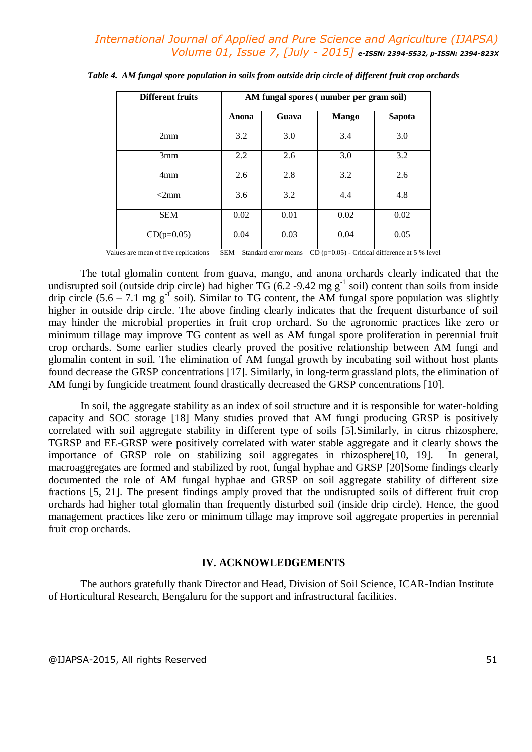*Table 4. AM fungal spore population in soils from outside drip circle of different fruit crop orchards*

| Different fruits | AM fungal spores ( number per gram soil) | | | |
|---|---|---|---|---|
| | Anona | Guava | Mango | Sapota |
| 2mm | 3.2 | 3.0 | 3.4 | 3.0 |
| 3mm | 2.2 | 2.6 | 3.0 | 3.2 |
| 4mm | 2.6 | 2.8 | 3.2 | 2.6 |
| <2mm | 3.6 | 3.2 | 4.4 | 4.8 |
| SEM | 0.02 | 0.01 | 0.02 | 0.02 |
| CD(p=0.05) | 0.04 | 0.03 | 0.04 | 0.05 |

Values are mean of five replications SEM – Standard error means CD (p=0.05) - Critical difference at 5 % level

The total glomalin content from guava, mango, and anona orchards clearly indicated that the undisrupted soil (outside drip circle) had higher TG (6.2 -9.42 mg $g^{-1}$ soil) content than soils from inside drip circle (5.6 – 7.1 mg $g^{-1}$ soil). Similar to TG content, the AM fungal spore population was slightly higher in outside drip circle. The above finding clearly indicates that the frequent disturbance of soil may hinder the microbial properties in fruit crop orchard. So the agronomic practices like zero or minimum tillage may improve TG content as well as AM fungal spore proliferation in perennial fruit crop orchards. Some earlier studies clearly proved the positive relationship between AM fungi and glomalin content in soil. The elimination of AM fungal growth by incubating soil without host plants found decrease the GRSP concentrations [17]. Similarly, in long-term grassland plots, the elimination of AM fungi by fungicide treatment found drastically decreased the GRSP concentrations [10].

In soil, the aggregate stability as an index of soil structure and it is responsible for water-holding capacity and SOC storage [18] Many studies proved that AM fungi producing GRSP is positively correlated with soil aggregate stability in different type of soils [5].Similarly, in citrus rhizosphere, TGRSP and EE-GRSP were positively correlated with water stable aggregate and it clearly shows the importance of GRSP role on stabilizing soil aggregates in rhizosphere[10, 19]. In general, macroaggregates are formed and stabilized by root, fungal hyphae and GRSP [20]Some findings clearly documented the role of AM fungal hyphae and GRSP on soil aggregate stability of different size fractions [5, 21]. The present findings amply proved that the undisrupted soils of different fruit crop orchards had higher total glomalin than frequently disturbed soil (inside drip circle). Hence, the good management practices like zero or minimum tillage may improve soil aggregate properties in perennial fruit crop orchards.

## IV. ACKNOWLEDGEMENTS

The authors gratefully thank Director and Head, Division of Soil Science, ICAR-Indian Institute of Horticultural Research, Bengaluru for the support and infrastructural facilities.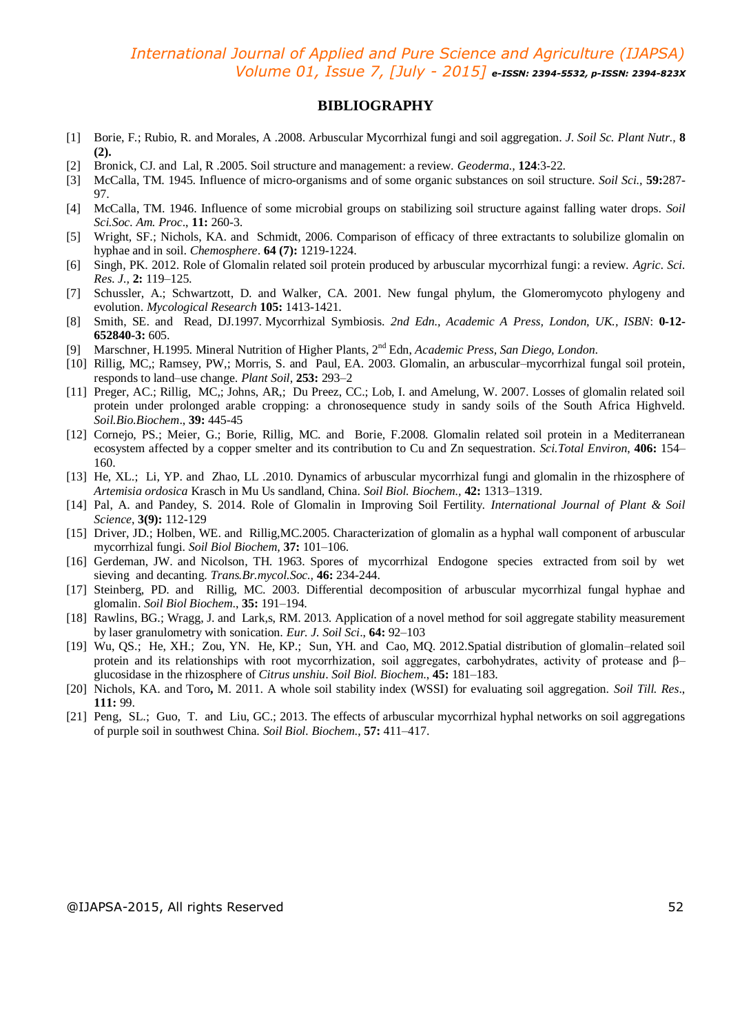## BIBLIOGRAPHY

[1] Borie, F.; Rubio, R. and Morales, A .2008. Arbuscular Mycorrhizal fungi and soil aggregation. *J. Soil Sc. Plant Nutr.,* **8 (2).**

[2] Bronick, CJ. and Lal, R .2005. Soil structure and management: a review. *Geoderma.*, **124**:3-22.

[3] McCalla, TM. 1945. Influence of micro-organisms and of some organic substances on soil structure. *Soil Sci.,* **59:**287-97.

[4] McCalla, TM. 1946. Influence of some microbial groups on stabilizing soil structure against falling water drops. *Soil Sci.Soc. Am. Proc*., **11:** 260-3.

[5] Wright, SF.; Nichols, KA. and Schmidt, 2006. Comparison of efficacy of three extractants to solubilize glomalin on hyphae and in soil. *Chemosphere*. **64 (7):** 1219-1224.

[6] Singh, PK. 2012. Role of Glomalin related soil protein produced by arbuscular mycorrhizal fungi: a review. *Agric. Sci. Res. J.,* **2:** 119–125.

[7] Schussler, A.; Schwartzott, D. and Walker, CA. 2001. New fungal phylum, the Glomeromycoto phylogeny and evolution. *Mycological Research* **105:** 1413-1421.

[8] Smith, SE. and Read, DJ.1997. Mycorrhizal Symbiosis. *2nd Edn., Academic A Press, London, UK., ISBN*: **0-12-652840-3:** 605.

[9] Marschner, H.1995. Mineral Nutrition of Higher Plants, 2nd Edn, *Academic Press, San Diego, London.*

[10] Rillig, MC,; Ramsey, PW,; Morris, S. and Paul, EA. 2003. Glomalin, an arbuscular–mycorrhizal fungal soil protein, responds to land–use change. *Plant Soil*, **253:** 293–2

[11] Preger, AC.; Rillig, MC,; Johns, AR,; Du Preez, CC.; Lob, I. and Amelung, W. 2007. Losses of glomalin related soil protein under prolonged arable cropping: a chronosequence study in sandy soils of the South Africa Highveld. *Soil.Bio.Biochem*., **39:** 445-45

[12] Cornejo, PS.; Meier, G.; Borie, Rillig, MC. and Borie, F.2008. Glomalin related soil protein in a Mediterranean ecosystem affected by a copper smelter and its contribution to Cu and Zn sequestration. *Sci.Total Environ*, **406:** 154–160.

[13] He, XL.; Li, YP. and Zhao, LL .2010. Dynamics of arbuscular mycorrhizal fungi and glomalin in the rhizosphere of *Artemisia ordosica* Krasch in Mu Us sandland, China. *Soil Biol. Biochem.,* **42:** 1313–1319.

[14] Pal, A. and Pandey, S. 2014. Role of Glomalin in Improving Soil Fertility. *International Journal of Plant & Soil Science*, **3(9):** 112-129

[15] Driver, JD.; Holben, WE. and Rillig,MC.2005. Characterization of glomalin as a hyphal wall component of arbuscular mycorrhizal fungi. *Soil Biol Biochem*, **37:** 101–106.

[16] Gerdeman, JW. and Nicolson, TH. 1963. Spores of mycorrhizal Endogone species extracted from soil by wet sieving and decanting. *Trans.Br.mycol.Soc.,* **46:** 234-244.

[17] Steinberg, PD. and Rillig, MC. 2003. Differential decomposition of arbuscular mycorrhizal fungal hyphae and glomalin. *Soil Biol Biochem*., **35:** 191–194.

[18] Rawlins, BG.; Wragg, J. and Lark,s, RM. 2013. Application of a novel method for soil aggregate stability measurement by laser granulometry with sonication. *Eur. J. Soil Sci*., **64:** 92–103

[19] Wu, QS.; He, XH.; Zou, YN. He, KP.; Sun, YH. and Cao, MQ. 2012.Spatial distribution of glomalin–related soil protein and its relationships with root mycorrhization, soil aggregates, carbohydrates, activity of protease and β–glucosidase in the rhizosphere of *Citrus unshiu*. *Soil Biol. Biochem*., **45:** 181–183.

[20] Nichols, KA. and Toro**,** M. 2011. A whole soil stability index (WSSI) for evaluating soil aggregation. *Soil Till. Res*., **111:** 99.

[21] Peng, SL.; Guo, T. and Liu, GC.; 2013. The effects of arbuscular mycorrhizal hyphal networks on soil aggregations of purple soil in southwest China. *Soil Biol. Biochem.*, **57:** 411–417.